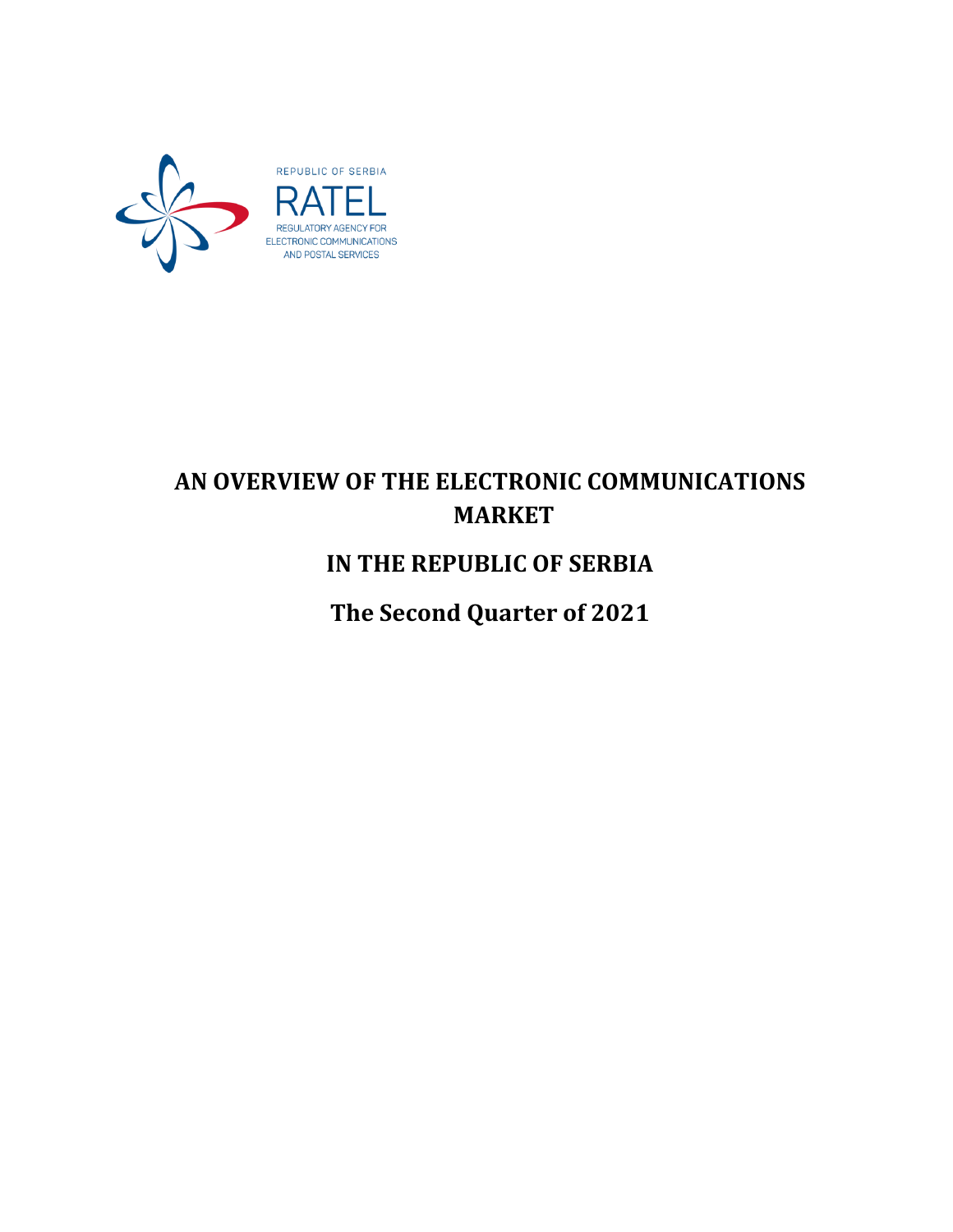REPUBLIC OF SERBIA

RATEL

REGULATORY AGENCY FOR ELECTRONIC COMMUNICATIONS AND POSTAL SERVICES

# AN OVERVIEW OF THE ELECTRONIC COMMUNICATIONS MARKET

# IN THE REPUBLIC OF SERBIA

# The Second Quarter of 2021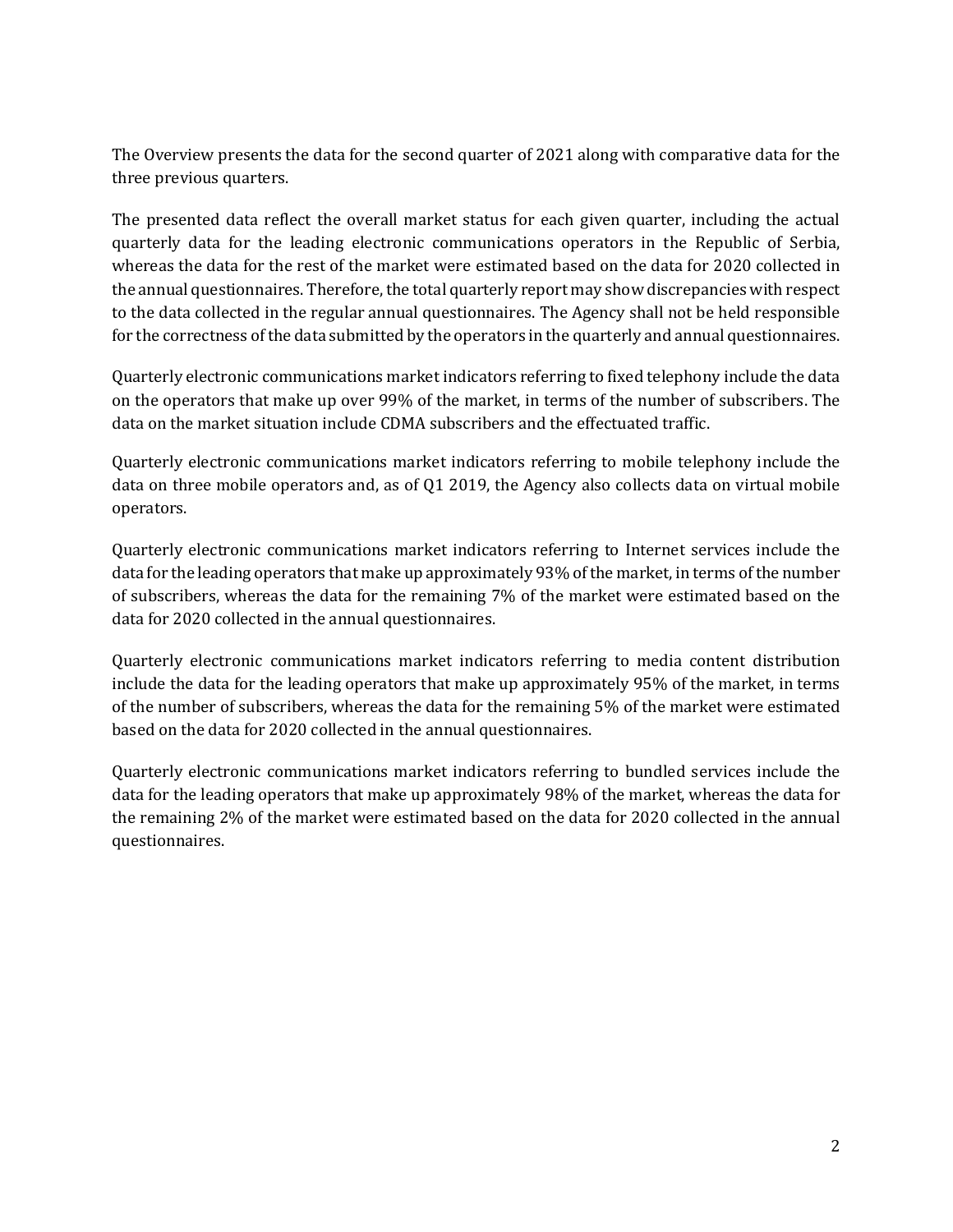The Overview presents the data for the second quarter of 2021 along with comparative data for the three previous quarters.

The presented data reflect the overall market status for each given quarter, including the actual quarterly data for the leading electronic communications operators in the Republic of Serbia, whereas the data for the rest of the market were estimated based on the data for 2020 collected in the annual questionnaires. Therefore, the total quarterly report may show discrepancies with respect to the data collected in the regular annual questionnaires. The Agency shall not be held responsible for the correctness of the data submitted by the operators in the quarterly and annual questionnaires.

Quarterly electronic communications market indicators referring to fixed telephony include the data on the operators that make up over 99% of the market, in terms of the number of subscribers. The data on the market situation include CDMA subscribers and the effectuated traffic.

Quarterly electronic communications market indicators referring to mobile telephony include the data on three mobile operators and, as of Q1 2019, the Agency also collects data on virtual mobile operators.

Quarterly electronic communications market indicators referring to Internet services include the data for the leading operators that make up approximately 93% of the market, in terms of the number of subscribers, whereas the data for the remaining 7% of the market were estimated based on the data for 2020 collected in the annual questionnaires.

Quarterly electronic communications market indicators referring to media content distribution include the data for the leading operators that make up approximately 95% of the market, in terms of the number of subscribers, whereas the data for the remaining 5% of the market were estimated based on the data for 2020 collected in the annual questionnaires.

Quarterly electronic communications market indicators referring to bundled services include the data for the leading operators that make up approximately 98% of the market, whereas the data for the remaining 2% of the market were estimated based on the data for 2020 collected in the annual questionnaires.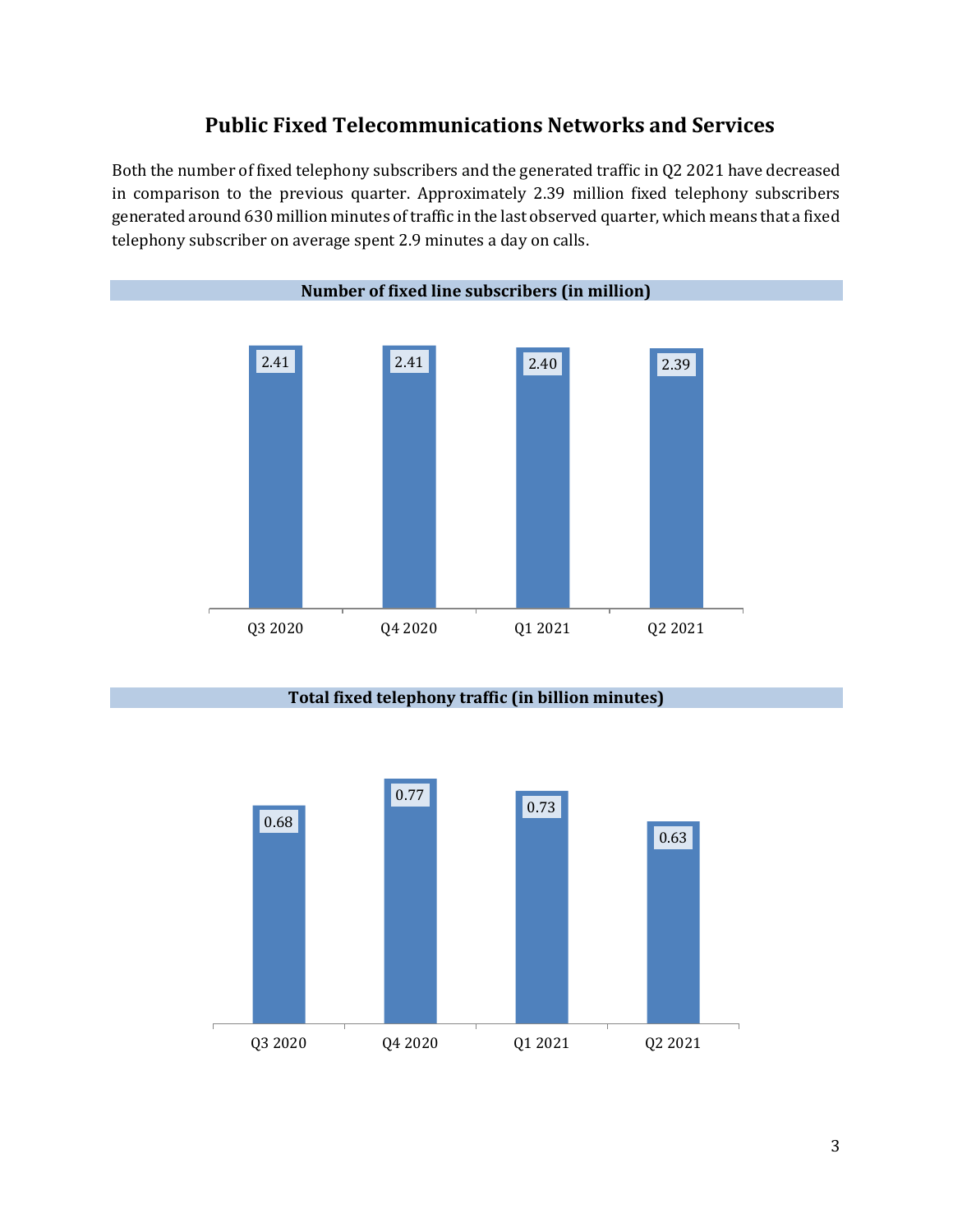# Public Fixed Telecommunications Networks and Services

Both the number of fixed telephony subscribers and the generated traffic in Q2 2021 have decreased in comparison to the previous quarter. Approximately 2.39 million fixed telephony subscribers generated around 630 million minutes of traffic in the last observed quarter, which means that a fixed telephony subscriber on average spent 2.9 minutes a day on calls.

**Number of fixed line subscribers (in million)**

| Q3 2020 | Q4 2020 | Q1 2021 | Q2 2021 |
|---|---|---|---|
| 2.41 | 2.41 | 2.40 | 2.39 |

**Total fixed telephony traffic (in billion minutes)**

| Q3 2020 | Q4 2020 | Q1 2021 | Q2 2021 |
|---|---|---|---|
| 0.68 | 0.77 | 0.73 | 0.63 |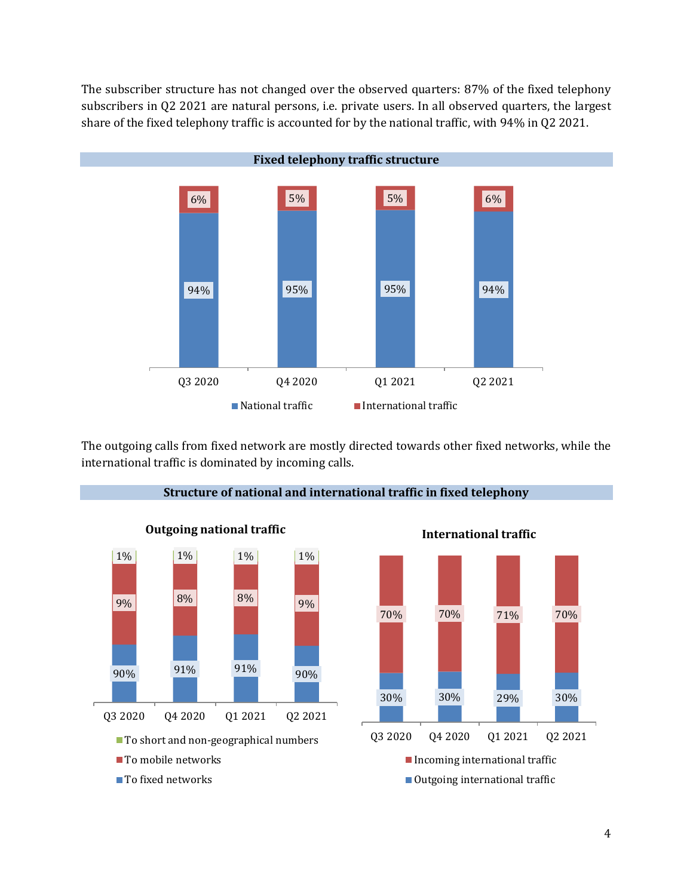The subscriber structure has not changed over the observed quarters: 87% of the fixed telephony subscribers in Q2 2021 are natural persons, i.e. private users. In all observed quarters, the largest share of the fixed telephony traffic is accounted for by the national traffic, with 94% in Q2 2021.

**Fixed telephony traffic structure**

| | Q3 2020 | Q4 2020 | Q1 2021 | Q2 2021 |
|---|---|---|---|---|
| National traffic | 94% | 95% | 95% | 94% |
| International traffic | 6% | 5% | 5% | 6% |

The outgoing calls from fixed network are mostly directed towards other fixed networks, while the international traffic is dominated by incoming calls.

**Structure of national and international traffic in fixed telephony**

**Outgoing national traffic**

| | Q3 2020 | Q4 2020 | Q1 2021 | Q2 2021 |
|---|---|---|---|---|
| To short and non-geographical numbers | 1% | 1% | 1% | 1% |
| To mobile networks | 9% | 8% | 8% | 9% |
| To fixed networks | 90% | 91% | 91% | 90% |

**International traffic**

| | Q3 2020 | Q4 2020 | Q1 2021 | Q2 2021 |
|---|---|---|---|---|
| Incoming international traffic | 70% | 70% | 71% | 70% |
| Outgoing international traffic | 30% | 30% | 29% | 30% |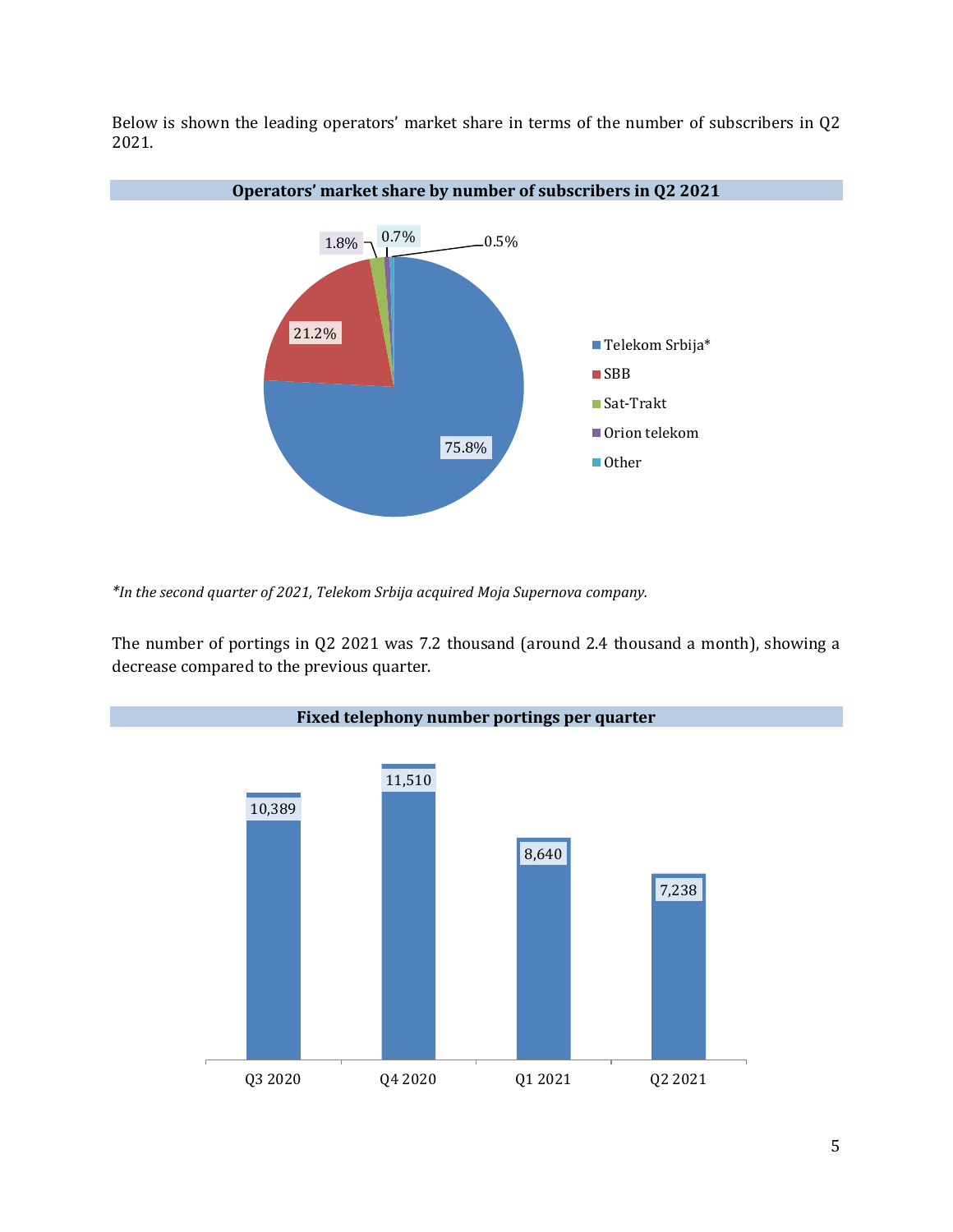Below is shown the leading operators' market share in terms of the number of subscribers in Q2 2021.

**Operators' market share by number of subscribers in Q2 2021**

| Operator | Market share |
| --- | --- |
| Telekom Srbija* | 75.8% |
| SBB | 21.2% |
| Sat-Trakt | 1.8% |
| Orion telekom | 0.7% |
| Other | 0.5% |

*\*In the second quarter of 2021, Telekom Srbija acquired Moja Supernova company.*

The number of portings in Q2 2021 was 7.2 thousand (around 2.4 thousand a month), showing a decrease compared to the previous quarter.

**Fixed telephony number portings per quarter**

| Quarter | Portings |
| --- | --- |
| Q3 2020 | 10,389 |
| Q4 2020 | 11,510 |
| Q1 2021 | 8,640 |
| Q2 2021 | 7,238 |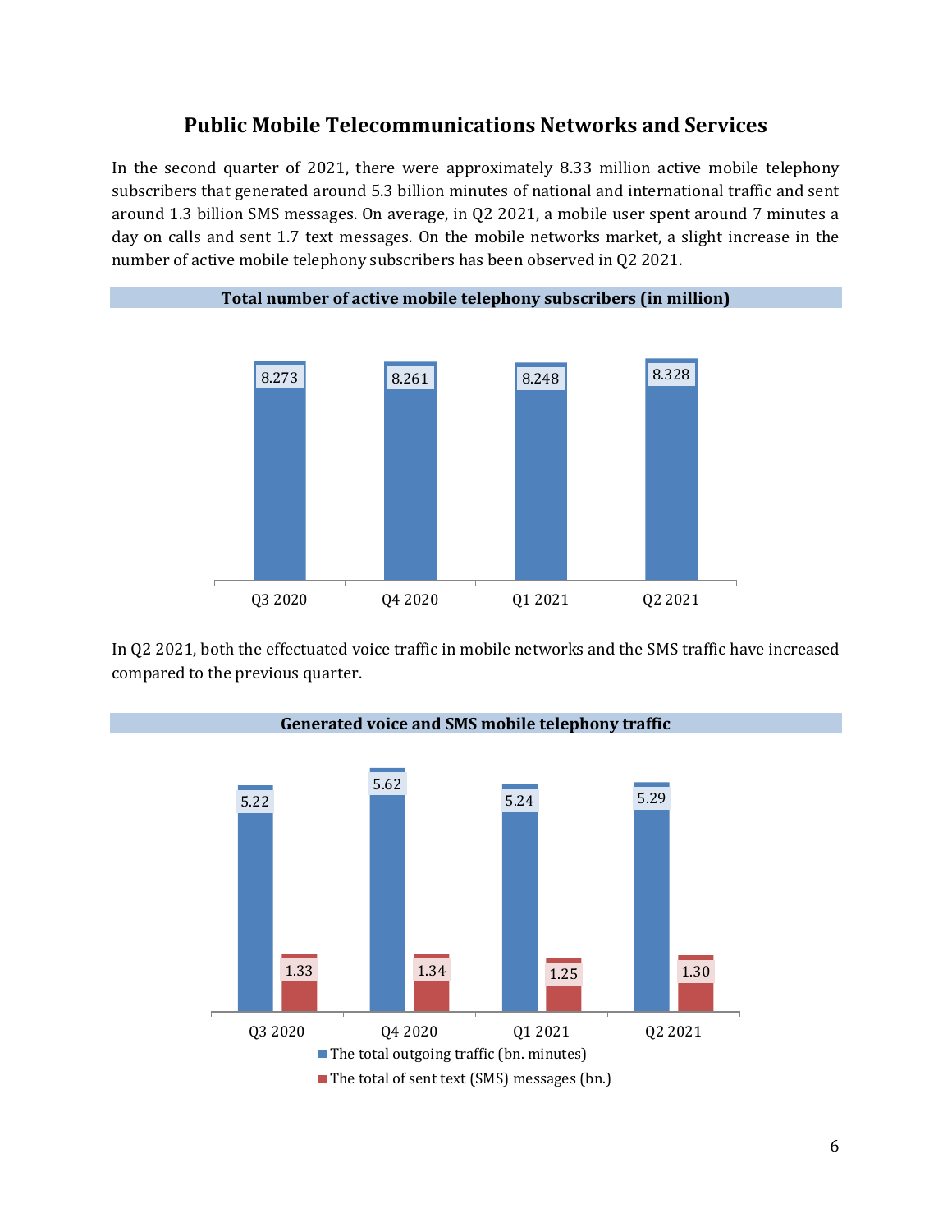## Public Mobile Telecommunications Networks and Services

In the second quarter of 2021, there were approximately 8.33 million active mobile telephony subscribers that generated around 5.3 billion minutes of national and international traffic and sent around 1.3 billion SMS messages. On average, in Q2 2021, a mobile user spent around 7 minutes a day on calls and sent 1.7 text messages. On the mobile networks market, a slight increase in the number of active mobile telephony subscribers has been observed in Q2 2021.

**Total number of active mobile telephony subscribers (in million)**

| Q3 2020 | Q4 2020 | Q1 2021 | Q2 2021 |
|---|---|---|---|
| 8.273 | 8.261 | 8.248 | 8.328 |

In Q2 2021, both the effectuated voice traffic in mobile networks and the SMS traffic have increased compared to the previous quarter.

**Generated voice and SMS mobile telephony traffic**

| | Q3 2020 | Q4 2020 | Q1 2021 | Q2 2021 |
|---|---|---|---|---|
| The total outgoing traffic (bn. minutes) | 5.22 | 5.62 | 5.24 | 5.29 |
| The total of sent text (SMS) messages (bn.) | 1.33 | 1.34 | 1.25 | 1.30 |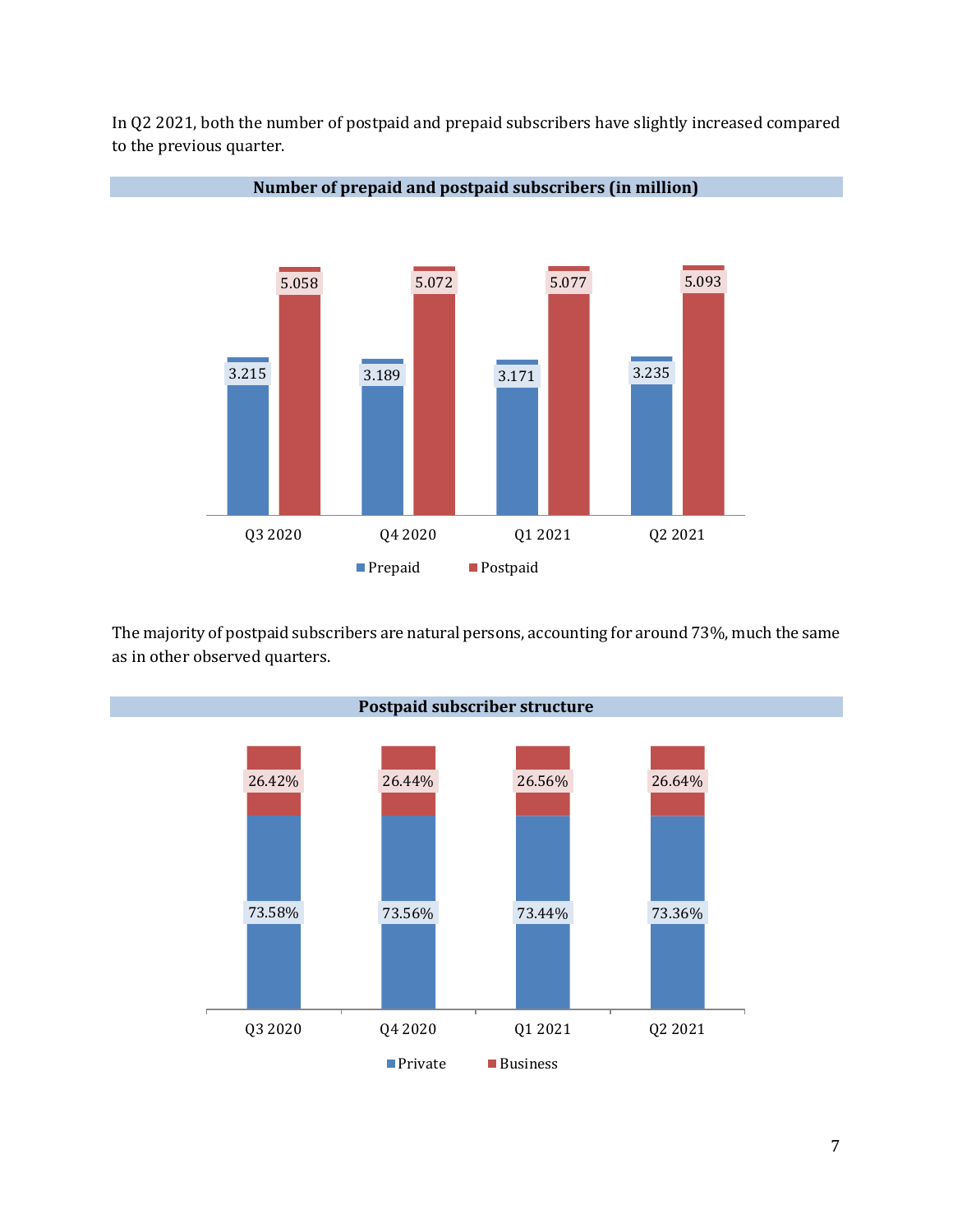In Q2 2021, both the number of postpaid and prepaid subscribers have slightly increased compared to the previous quarter.

**Number of prepaid and postpaid subscribers (in million)**

| | Q3 2020 | Q4 2020 | Q1 2021 | Q2 2021 |
|---|---|---|---|---|
| Prepaid | 3.215 | 3.189 | 3.171 | 3.235 |
| Postpaid | 5.058 | 5.072 | 5.077 | 5.093 |

The majority of postpaid subscribers are natural persons, accounting for around 73%, much the same as in other observed quarters.

**Postpaid subscriber structure**

| | Q3 2020 | Q4 2020 | Q1 2021 | Q2 2021 |
|---|---|---|---|---|
| Private | 73.58% | 73.56% | 73.44% | 73.36% |
| Business | 26.42% | 26.44% | 26.56% | 26.64% |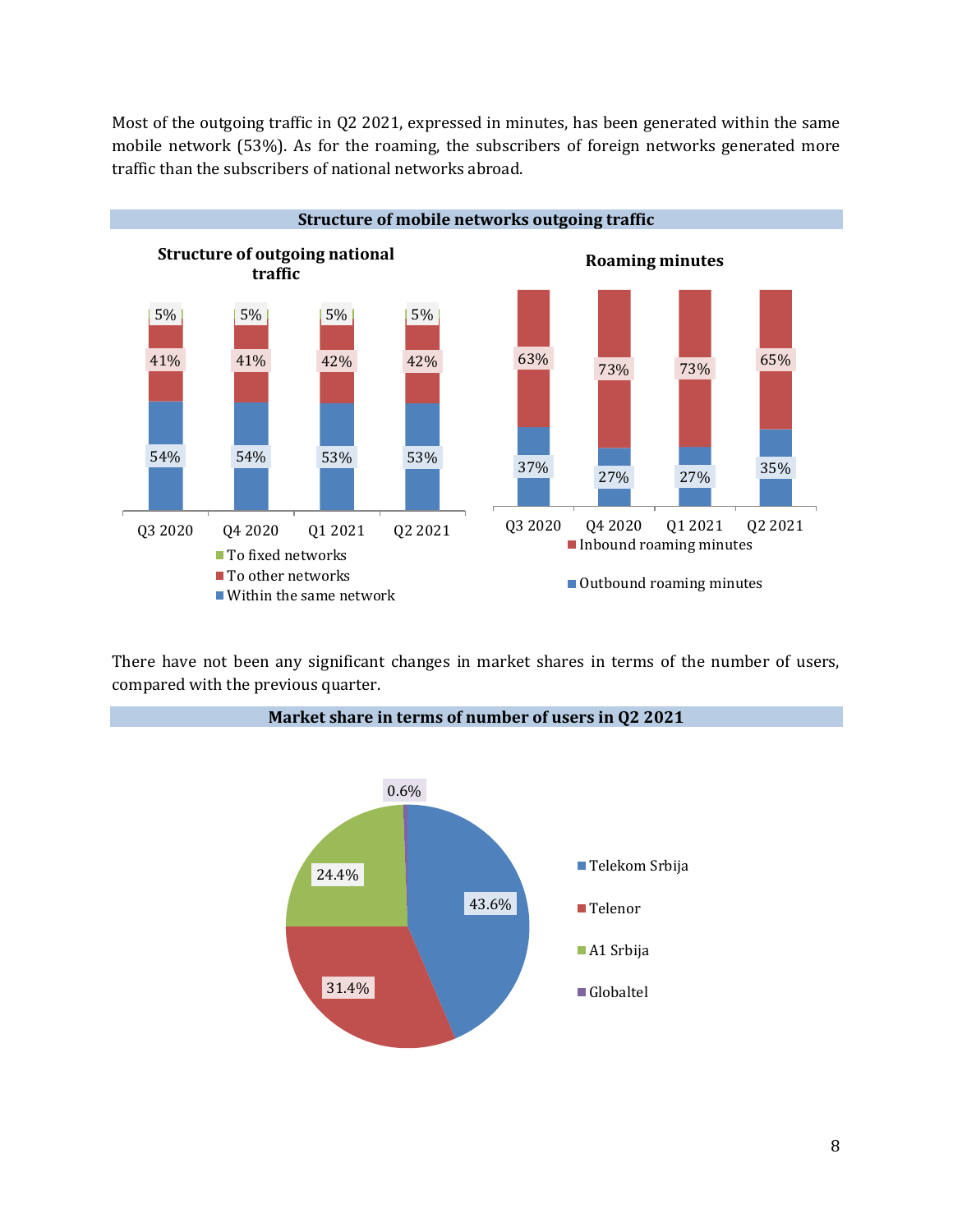Most of the outgoing traffic in Q2 2021, expressed in minutes, has been generated within the same mobile network (53%). As for the roaming, the subscribers of foreign networks generated more traffic than the subscribers of national networks abroad.

**Structure of mobile networks outgoing traffic**

**Structure of outgoing national traffic**

| | Q3 2020 | Q4 2020 | Q1 2021 | Q2 2021 |
|---|---|---|---|---|
| To fixed networks | 5% | 5% | 5% | 5% |
| To other networks | 41% | 41% | 42% | 42% |
| Within the same network | 54% | 54% | 53% | 53% |

**Roaming minutes**

| | Q3 2020 | Q4 2020 | Q1 2021 | Q2 2021 |
|---|---|---|---|---|
| Inbound roaming minutes | 63% | 73% | 73% | 65% |
| Outbound roaming minutes | 37% | 27% | 27% | 35% |

There have not been any significant changes in market shares in terms of the number of users, compared with the previous quarter.

**Market share in terms of number of users in Q2 2021**

| Operator | Share |
|---|---|
| Telekom Srbija | 43.6% |
| Telenor | 31.4% |
| A1 Srbija | 24.4% |
| Globaltel | 0.6% |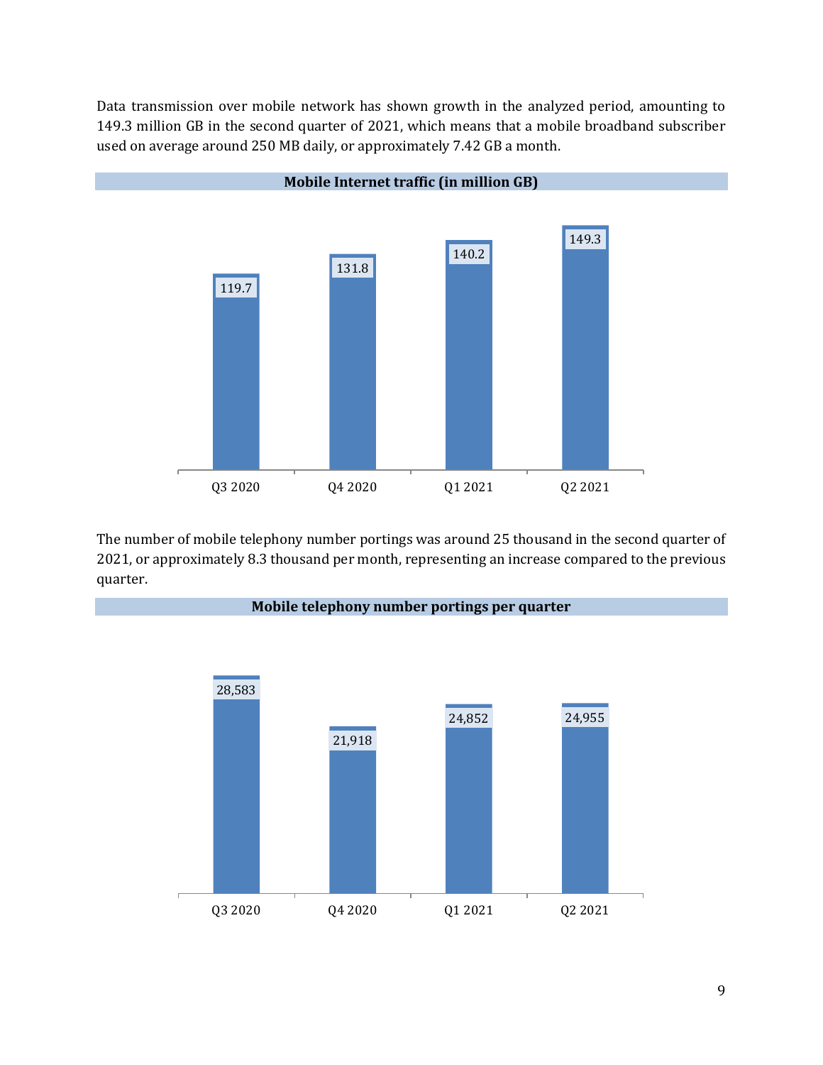Data transmission over mobile network has shown growth in the analyzed period, amounting to 149.3 million GB in the second quarter of 2021, which means that a mobile broadband subscriber used on average around 250 MB daily, or approximately 7.42 GB a month.

**Mobile Internet traffic (in million GB)**

| Q3 2020 | Q4 2020 | Q1 2021 | Q2 2021 |
|---|---|---|---|
| 119.7 | 131.8 | 140.2 | 149.3 |

The number of mobile telephony number portings was around 25 thousand in the second quarter of 2021, or approximately 8.3 thousand per month, representing an increase compared to the previous quarter.

**Mobile telephony number portings per quarter**

| Q3 2020 | Q4 2020 | Q1 2021 | Q2 2021 |
|---|---|---|---|
| 28,583 | 21,918 | 24,852 | 24,955 |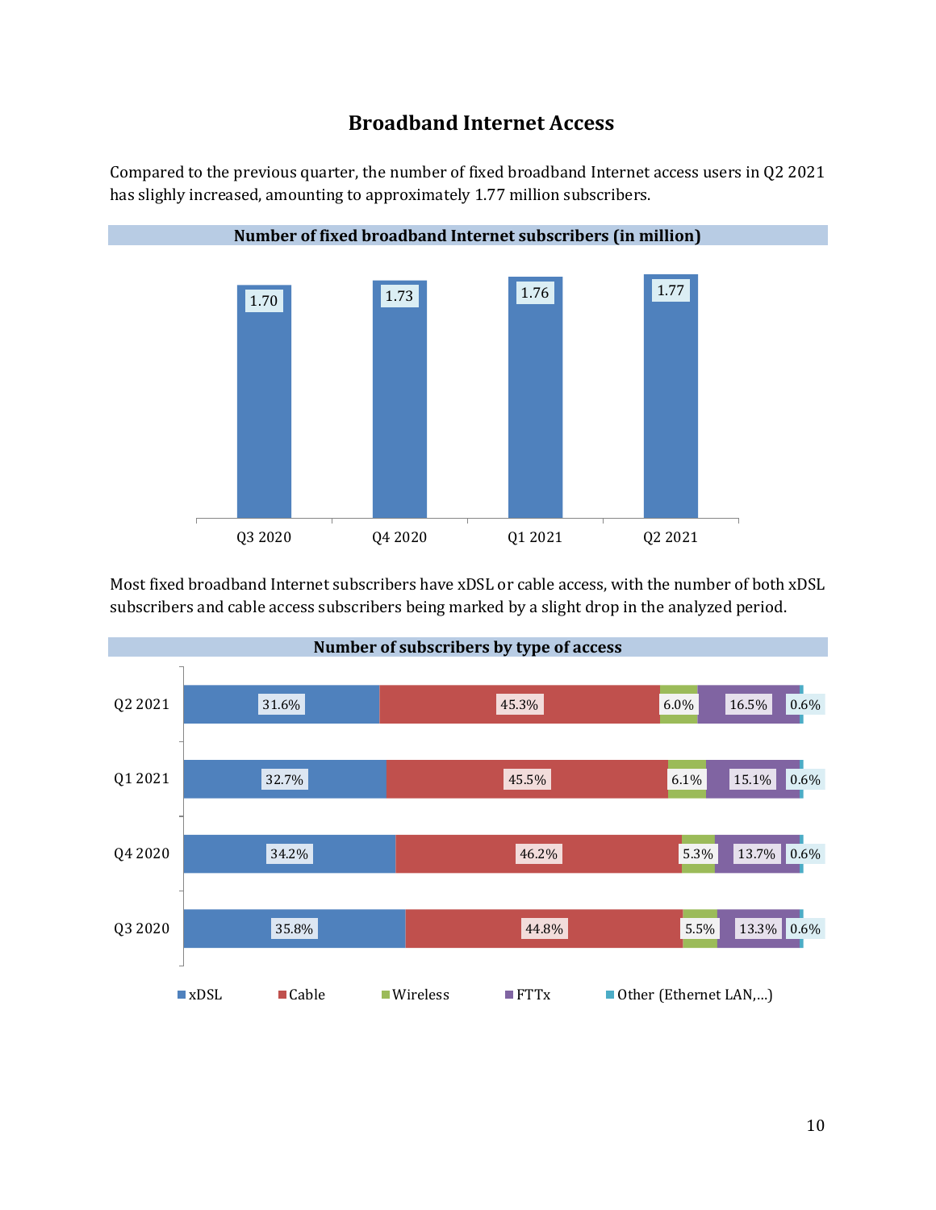## Broadband Internet Access

Compared to the previous quarter, the number of fixed broadband Internet access users in Q2 2021 has slighly increased, amounting to approximately 1.77 million subscribers.

**Number of fixed broadband Internet subscribers (in million)**

| Q3 2020 | Q4 2020 | Q1 2021 | Q2 2021 |
|---|---|---|---|
| 1.70 | 1.73 | 1.76 | 1.77 |

Most fixed broadband Internet subscribers have xDSL or cable access, with the number of both xDSL subscribers and cable access subscribers being marked by a slight drop in the analyzed period.

**Number of subscribers by type of access**

| | xDSL | Cable | Wireless | FTTx | Other (Ethernet LAN,...) |
|---|---|---|---|---|---|
| Q2 2021 | 31.6% | 45.3% | 6.0% | 16.5% | 0.6% |
| Q1 2021 | 32.7% | 45.5% | 6.1% | 15.1% | 0.6% |
| Q4 2020 | 34.2% | 46.2% | 5.3% | 13.7% | 0.6% |
| Q3 2020 | 35.8% | 44.8% | 5.5% | 13.3% | 0.6% |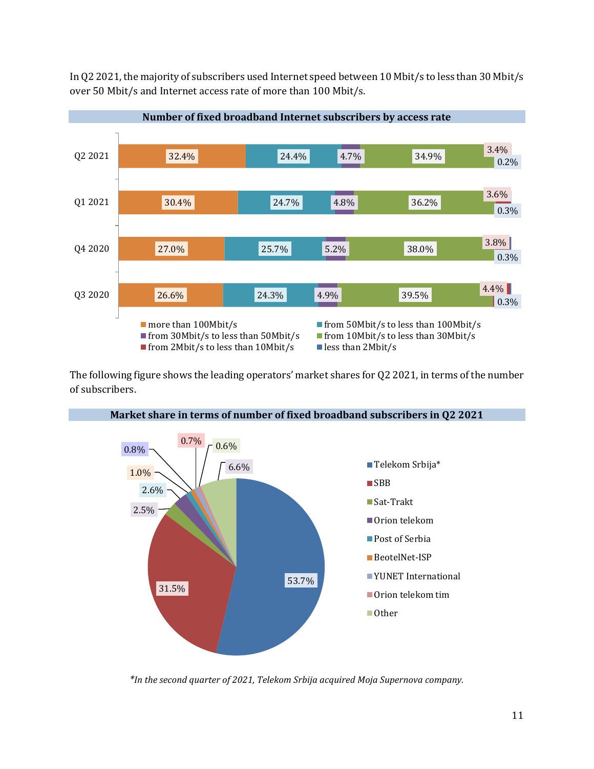In Q2 2021, the majority of subscribers used Internet speed between 10 Mbit/s to less than 30 Mbit/s over 50 Mbit/s and Internet access rate of more than 100 Mbit/s.

**Number of fixed broadband Internet subscribers by access rate**

| | more than 100Mbit/s | from 50Mbit/s to less than 100Mbit/s | from 30Mbit/s to less than 50Mbit/s | from 10Mbit/s to less than 30Mbit/s | from 2Mbit/s to less than 10Mbit/s | less than 2Mbit/s |
|---|---|---|---|---|---|---|
| Q2 2021 | 32.4% | 24.4% | 4.7% | 34.9% | 3.4% | 0.2% |
| Q1 2021 | 30.4% | 24.7% | 4.8% | 36.2% | 3.6% | 0.3% |
| Q4 2020 | 27.0% | 25.7% | 5.2% | 38.0% | 3.8% | 0.3% |
| Q3 2020 | 26.6% | 24.3% | 4.9% | 39.5% | 4.4% | 0.3% |

The following figure shows the leading operators' market shares for Q2 2021, in terms of the number of subscribers.

**Market share in terms of number of fixed broadband subscribers in Q2 2021**

| Operator | Market share |
|---|---|
| Telekom Srbija* | 53.7% |
| SBB | 31.5% |
| Sat-Trakt | 2.5% |
| Orion telekom | 2.6% |
| Post of Serbia | 1.0% |
| BeotelNet-ISP | 0.8% |
| YUNET International | 0.7% |
| Orion telekom tim | 0.6% |
| Other | 6.6% |

*\*In the second quarter of 2021, Telekom Srbija acquired Moja Supernova company.*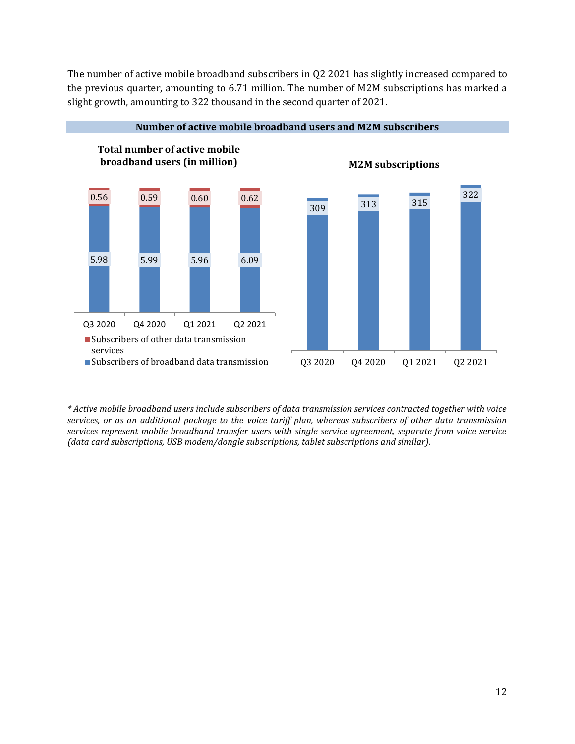The number of active mobile broadband subscribers in Q2 2021 has slightly increased compared to the previous quarter, amounting to 6.71 million. The number of M2M subscriptions has marked a slight growth, amounting to 322 thousand in the second quarter of 2021.

**Number of active mobile broadband users and M2M subscribers**

**Total number of active mobile broadband users (in million)**

| | Q3 2020 | Q4 2020 | Q1 2021 | Q2 2021 |
|---|---|---|---|---|
| Subscribers of other data transmission services | 0.56 | 0.59 | 0.60 | 0.62 |
| Subscribers of broadband data transmission | 5.98 | 5.99 | 5.96 | 6.09 |

**M2M subscriptions**

| Q3 2020 | Q4 2020 | Q1 2021 | Q2 2021 |
|---|---|---|---|
| 309 | 313 | 315 | 322 |

*\* Active mobile broadband users include subscribers of data transmission services contracted together with voice services, or as an additional package to the voice tariff plan, whereas subscribers of other data transmission services represent mobile broadband transfer users with single service agreement, separate from voice service (data card subscriptions, USB modem/dongle subscriptions, tablet subscriptions and similar).*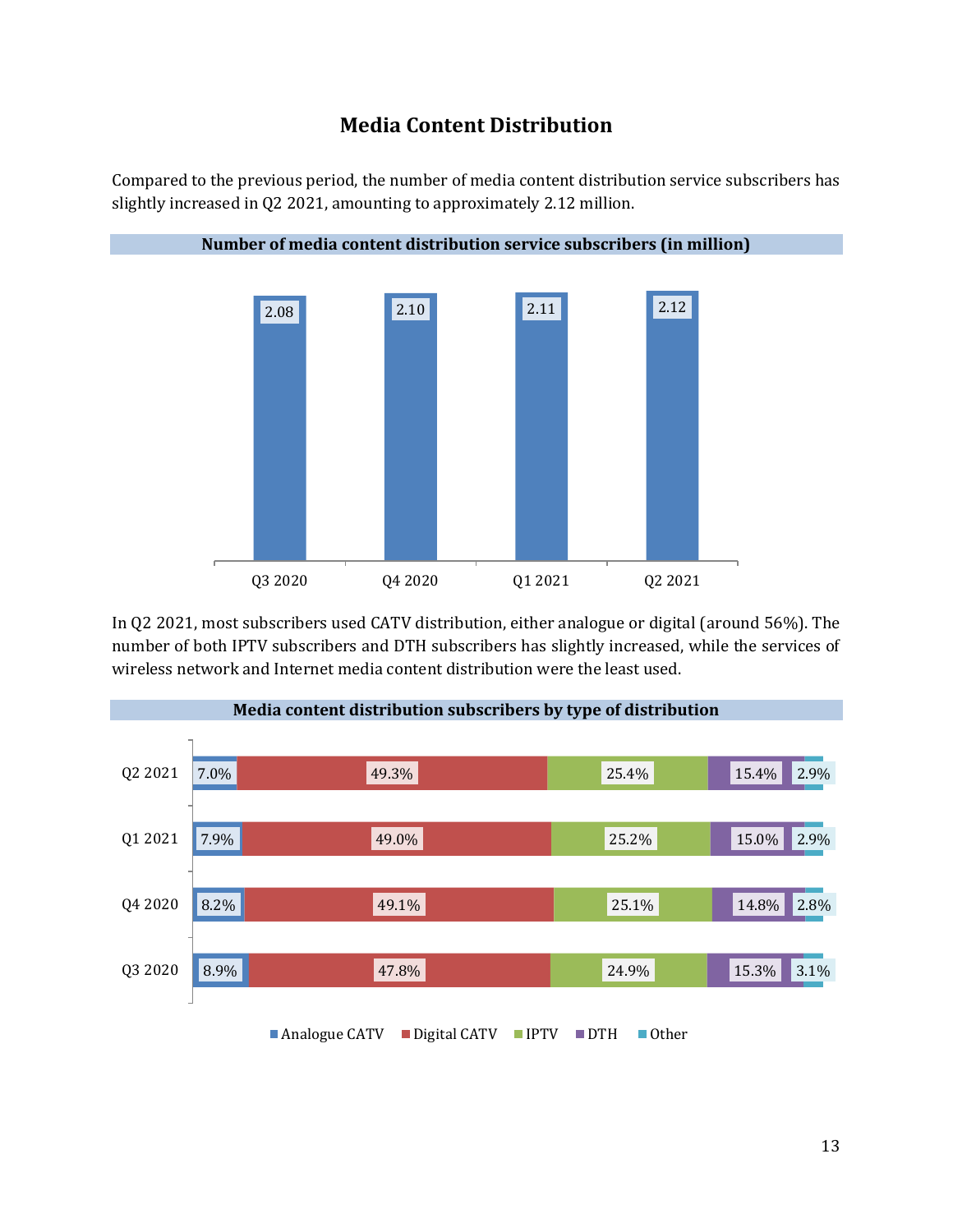# Media Content Distribution

Compared to the previous period, the number of media content distribution service subscribers has slightly increased in Q2 2021, amounting to approximately 2.12 million.

**Number of media content distribution service subscribers (in million)**

| Q3 2020 | Q4 2020 | Q1 2021 | Q2 2021 |
|---|---|---|---|
| 2.08 | 2.10 | 2.11 | 2.12 |

In Q2 2021, most subscribers used CATV distribution, either analogue or digital (around 56%). The number of both IPTV subscribers and DTH subscribers has slightly increased, while the services of wireless network and Internet media content distribution were the least used.

**Media content distribution subscribers by type of distribution**

| | Analogue CATV | Digital CATV | IPTV | DTH | Other |
|---|---|---|---|---|---|
| Q2 2021 | 7.0% | 49.3% | 25.4% | 15.4% | 2.9% |
| Q1 2021 | 7.9% | 49.0% | 25.2% | 15.0% | 2.9% |
| Q4 2020 | 8.2% | 49.1% | 25.1% | 14.8% | 2.8% |
| Q3 2020 | 8.9% | 47.8% | 24.9% | 15.3% | 3.1% |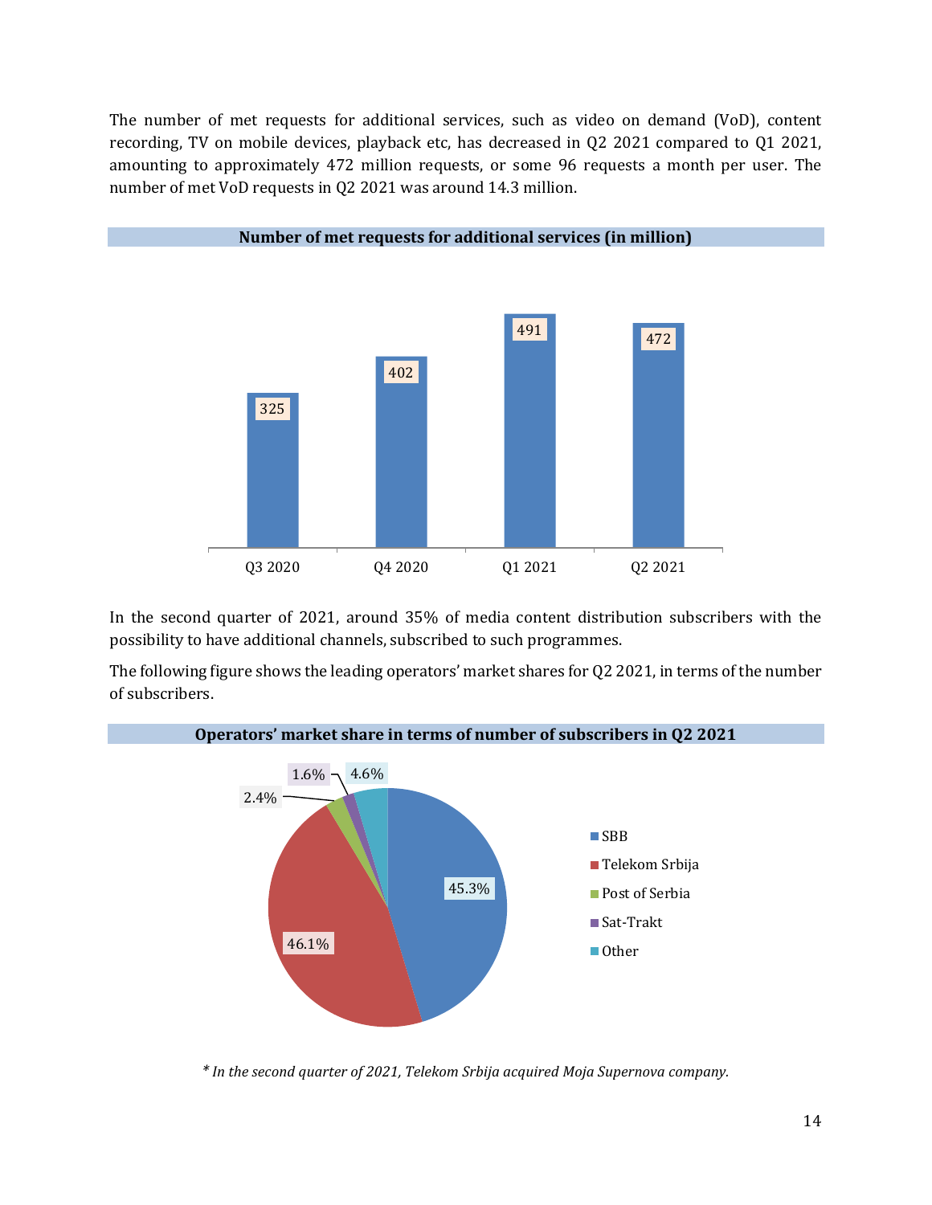The number of met requests for additional services, such as video on demand (VoD), content recording, TV on mobile devices, playback etc, has decreased in Q2 2021 compared to Q1 2021, amounting to approximately 472 million requests, or some 96 requests a month per user. The number of met VoD requests in Q2 2021 was around 14.3 million.

**Number of met requests for additional services (in million)**

| Q3 2020 | Q4 2020 | Q1 2021 | Q2 2021 |
|---|---|---|---|
| 325 | 402 | 491 | 472 |

In the second quarter of 2021, around 35% of media content distribution subscribers with the possibility to have additional channels, subscribed to such programmes.

The following figure shows the leading operators' market shares for Q2 2021, in terms of the number of subscribers.

**Operators' market share in terms of number of subscribers in Q2 2021**

| Operator | Market share |
|---|---|
| SBB | 45.3% |
| Telekom Srbija | 46.1% |
| Post of Serbia | 2.4% |
| Sat-Trakt | 1.6% |
| Other | 4.6% |

*\* In the second quarter of 2021, Telekom Srbija acquired Moja Supernova company.*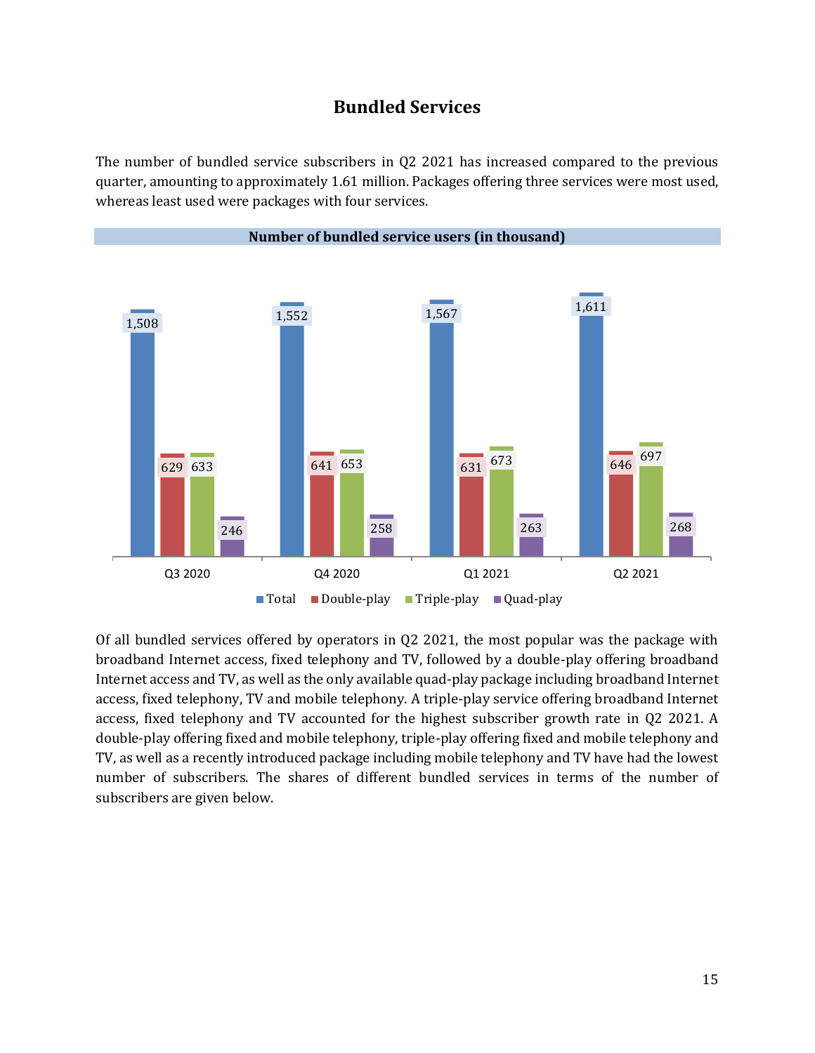# Bundled Services

The number of bundled service subscribers in Q2 2021 has increased compared to the previous quarter, amounting to approximately 1.61 million. Packages offering three services were most used, whereas least used were packages with four services.

**Number of bundled service users (in thousand)**

| | Total | Double-play | Triple-play | Quad-play |
|---|---|---|---|---|
| Q3 2020 | 1,508 | 629 | 633 | 246 |
| Q4 2020 | 1,552 | 641 | 653 | 258 |
| Q1 2021 | 1,567 | 631 | 673 | 263 |
| Q2 2021 | 1,611 | 646 | 697 | 268 |

Of all bundled services offered by operators in Q2 2021, the most popular was the package with broadband Internet access, fixed telephony and TV, followed by a double-play offering broadband Internet access and TV, as well as the only available quad-play package including broadband Internet access, fixed telephony, TV and mobile telephony. A triple-play service offering broadband Internet access, fixed telephony and TV accounted for the highest subscriber growth rate in Q2 2021. A double-play offering fixed and mobile telephony, triple-play offering fixed and mobile telephony and TV, as well as a recently introduced package including mobile telephony and TV have had the lowest number of subscribers. The shares of different bundled services in terms of the number of subscribers are given below.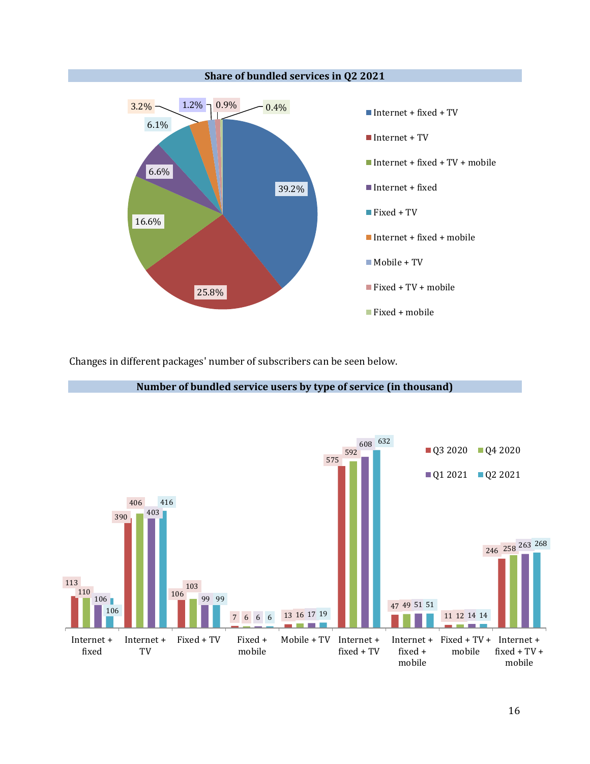**Share of bundled services in Q2 2021**

| Service | Share |
|---|---|
| Internet + fixed + TV | 39.2% |
| Internet + TV | 25.8% |
| Internet + fixed + TV + mobile | 16.6% |
| Internet + fixed | 6.6% |
| Fixed + TV | 6.1% |
| Internet + fixed + mobile | 3.2% |
| Mobile + TV | 1.2% |
| Fixed + TV + mobile | 0.9% |
| Fixed + mobile | 0.4% |

Changes in different packages' number of subscribers can be seen below.

**Number of bundled service users by type of service (in thousand)**

| | Q3 2020 | Q4 2020 | Q1 2021 | Q2 2021 |
|---|---|---|---|---|
| Internet + fixed | 113 | 110 | 106 | 106 |
| Internet + TV | 390 | 406 | 403 | 416 |
| Fixed + TV | 106 | 103 | 99 | 99 |
| Fixed + mobile | 7 | 6 | 6 | 6 |
| Mobile + TV | 13 | 16 | 17 | 19 |
| Internet + fixed + TV | 575 | 592 | 608 | 632 |
| Internet + fixed + mobile | 47 | 49 | 51 | 51 |
| Fixed + TV + mobile | 11 | 12 | 14 | 14 |
| Internet + fixed + TV + mobile | 246 | 258 | 263 | 268 |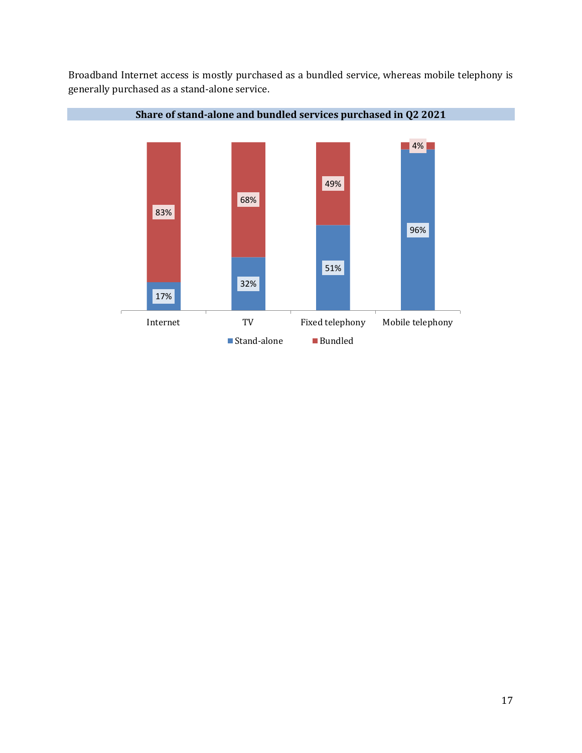Broadband Internet access is mostly purchased as a bundled service, whereas mobile telephony is generally purchased as a stand-alone service.

**Share of stand-alone and bundled services purchased in Q2 2021**

83%
68%
49%
4%
17%
32%
51%
96%

Internet
TV
Fixed telephony
Mobile telephony

Stand-alone
Bundled